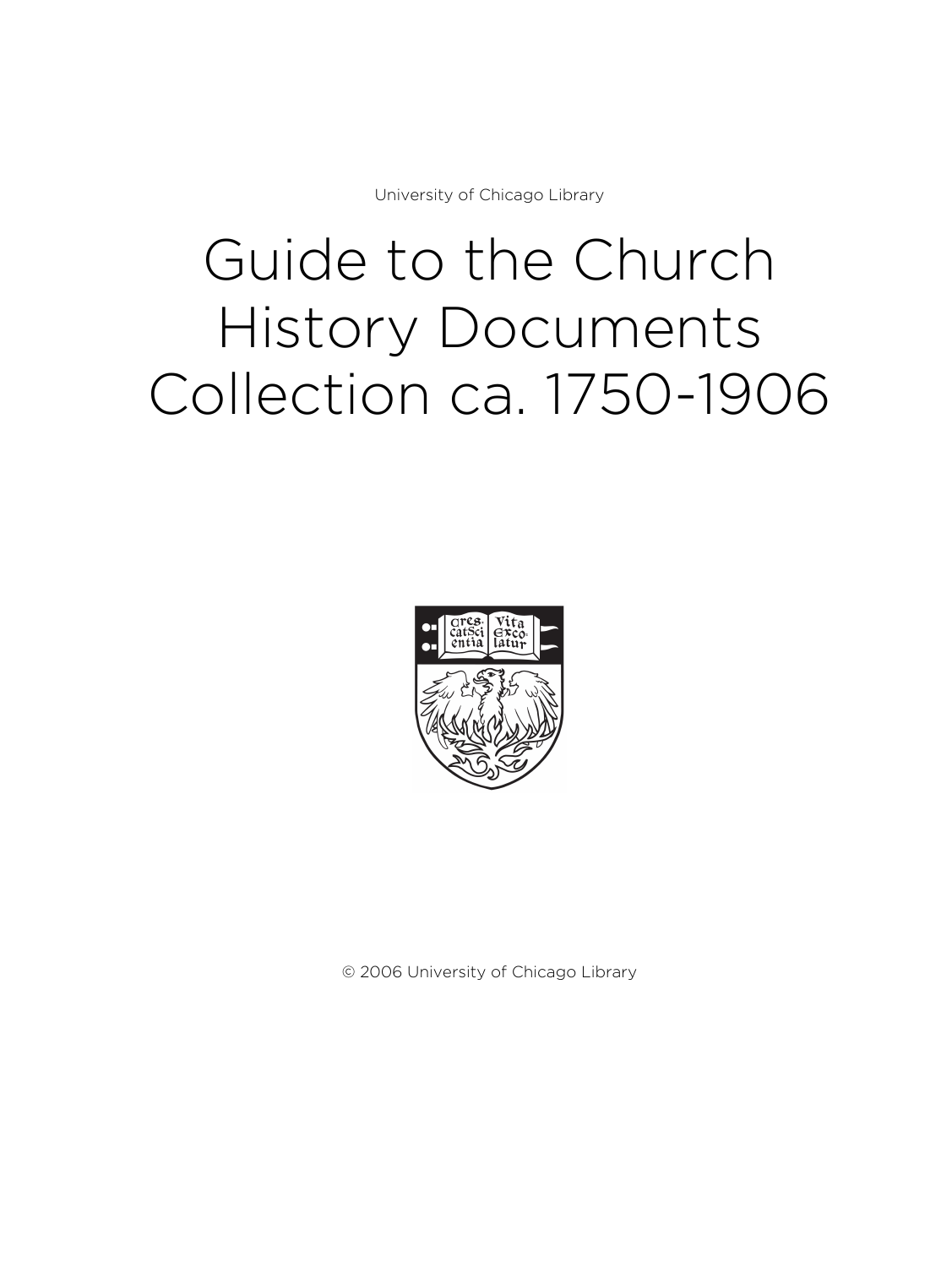University of Chicago Library

# Guide to the Church History Documents Collection ca. 1750-1906

© 2006 University of Chicago Library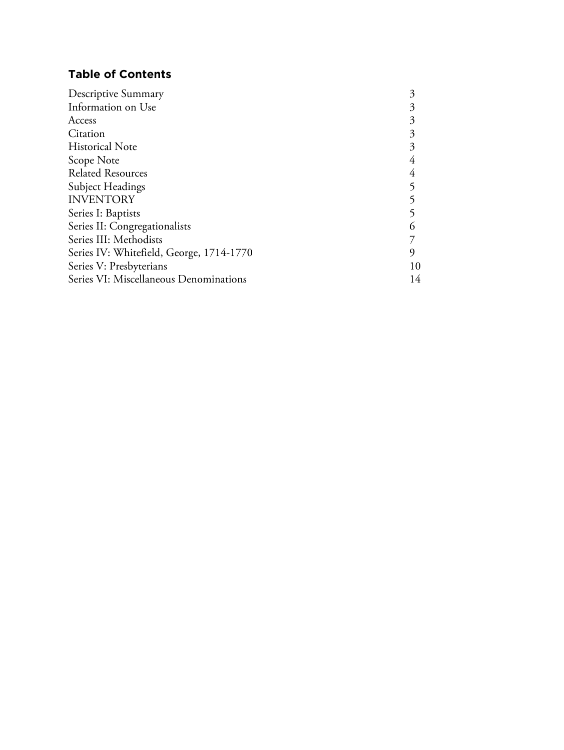## Table of Contents

| | |
|---|---|
| Descriptive Summary | 3 |
| Information on Use | 3 |
| Access | 3 |
| Citation | 3 |
| Historical Note | 3 |
| Scope Note | 4 |
| Related Resources | 4 |
| Subject Headings | 5 |
| INVENTORY | 5 |
| Series I: Baptists | 5 |
| Series II: Congregationalists | 6 |
| Series III: Methodists | 7 |
| Series IV: Whitefield, George, 1714-1770 | 9 |
| Series V: Presbyterians | 10 |
| Series VI: Miscellaneous Denominations | 14 |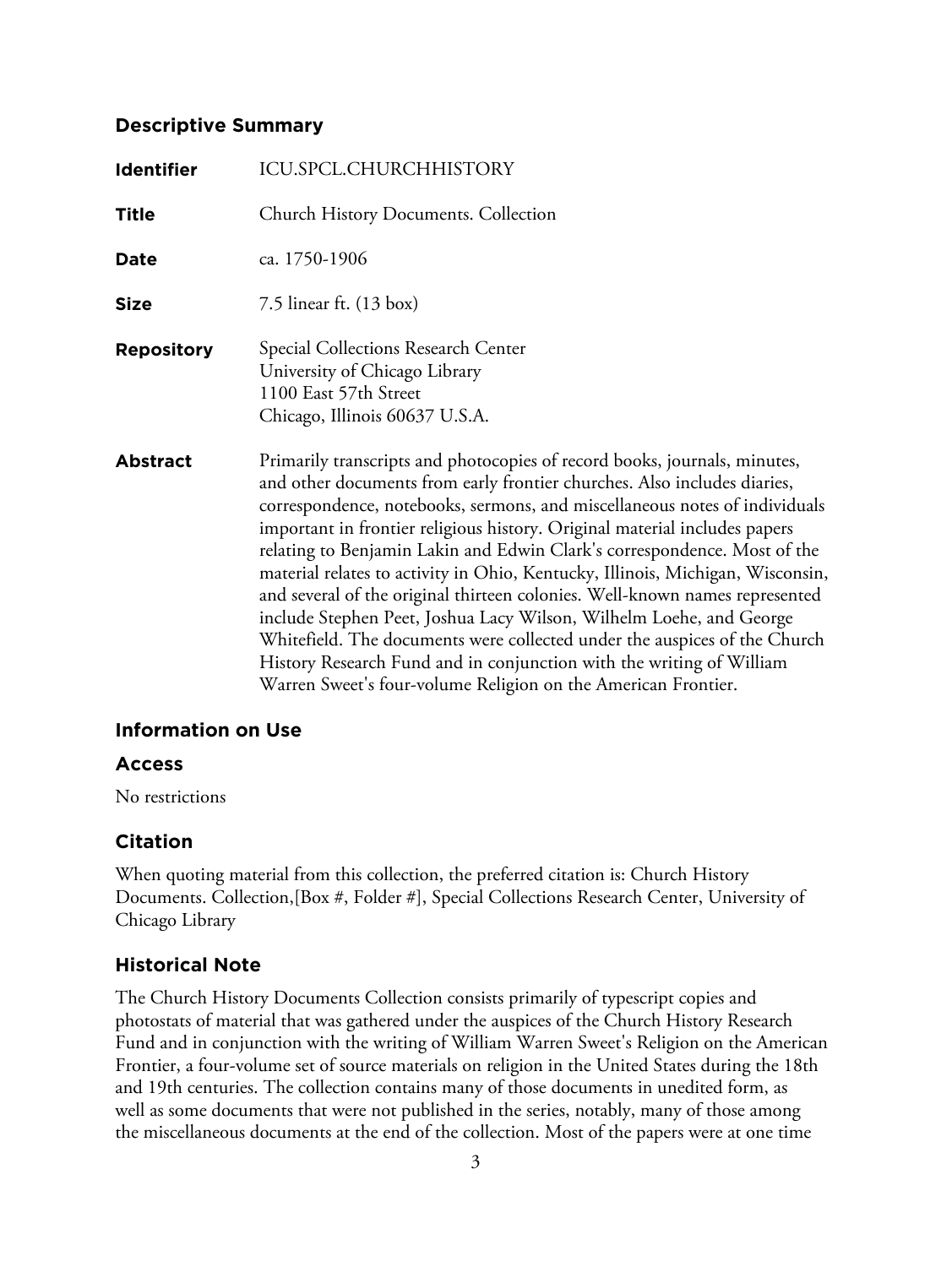## Descriptive Summary

**Identifier** ICU.SPCL.CHURCHHISTORY

**Title** Church History Documents. Collection

**Date** ca. 1750-1906

**Size** 7.5 linear ft. (13 box)

**Repository** Special Collections Research Center
University of Chicago Library
1100 East 57th Street
Chicago, Illinois 60637 U.S.A.

**Abstract** Primarily transcripts and photocopies of record books, journals, minutes, and other documents from early frontier churches. Also includes diaries, correspondence, notebooks, sermons, and miscellaneous notes of individuals important in frontier religious history. Original material includes papers relating to Benjamin Lakin and Edwin Clark's correspondence. Most of the material relates to activity in Ohio, Kentucky, Illinois, Michigan, Wisconsin, and several of the original thirteen colonies. Well-known names represented include Stephen Peet, Joshua Lacy Wilson, Wilhelm Loehe, and George Whitefield. The documents were collected under the auspices of the Church History Research Fund and in conjunction with the writing of William Warren Sweet's four-volume Religion on the American Frontier.

## Information on Use

### Access

No restrictions

### Citation

When quoting material from this collection, the preferred citation is: Church History Documents. Collection,[Box #, Folder #], Special Collections Research Center, University of Chicago Library

## Historical Note

The Church History Documents Collection consists primarily of typescript copies and photostats of material that was gathered under the auspices of the Church History Research Fund and in conjunction with the writing of William Warren Sweet's Religion on the American Frontier, a four-volume set of source materials on religion in the United States during the 18th and 19th centuries. The collection contains many of those documents in unedited form, as well as some documents that were not published in the series, notably, many of those among the miscellaneous documents at the end of the collection. Most of the papers were at one time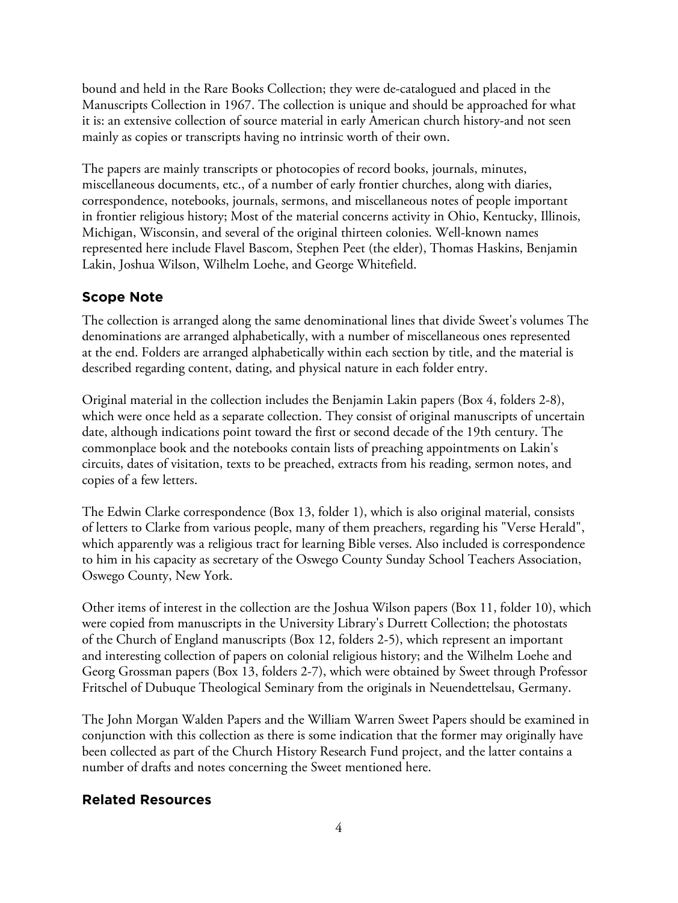bound and held in the Rare Books Collection; they were de-catalogued and placed in the Manuscripts Collection in 1967. The collection is unique and should be approached for what it is: an extensive collection of source material in early American church history-and not seen mainly as copies or transcripts having no intrinsic worth of their own.

The papers are mainly transcripts or photocopies of record books, journals, minutes, miscellaneous documents, etc., of a number of early frontier churches, along with diaries, correspondence, notebooks, journals, sermons, and miscellaneous notes of people important in frontier religious history; Most of the material concerns activity in Ohio, Kentucky, Illinois, Michigan, Wisconsin, and several of the original thirteen colonies. Well-known names represented here include Flavel Bascom, Stephen Peet (the elder), Thomas Haskins, Benjamin Lakin, Joshua Wilson, Wilhelm Loehe, and George Whitefield.

## Scope Note

The collection is arranged along the same denominational lines that divide Sweet's volumes The denominations are arranged alphabetically, with a number of miscellaneous ones represented at the end. Folders are arranged alphabetically within each section by title, and the material is described regarding content, dating, and physical nature in each folder entry.

Original material in the collection includes the Benjamin Lakin papers (Box 4, folders 2-8), which were once held as a separate collection. They consist of original manuscripts of uncertain date, although indications point toward the first or second decade of the 19th century. The commonplace book and the notebooks contain lists of preaching appointments on Lakin's circuits, dates of visitation, texts to be preached, extracts from his reading, sermon notes, and copies of a few letters.

The Edwin Clarke correspondence (Box 13, folder 1), which is also original material, consists of letters to Clarke from various people, many of them preachers, regarding his "Verse Herald", which apparently was a religious tract for learning Bible verses. Also included is correspondence to him in his capacity as secretary of the Oswego County Sunday School Teachers Association, Oswego County, New York.

Other items of interest in the collection are the Joshua Wilson papers (Box 11, folder 10), which were copied from manuscripts in the University Library's Durrett Collection; the photostats of the Church of England manuscripts (Box 12, folders 2-5), which represent an important and interesting collection of papers on colonial religious history; and the Wilhelm Loehe and Georg Grossman papers (Box 13, folders 2-7), which were obtained by Sweet through Professor Fritschel of Dubuque Theological Seminary from the originals in Neuendettelsau, Germany.

The John Morgan Walden Papers and the William Warren Sweet Papers should be examined in conjunction with this collection as there is some indication that the former may originally have been collected as part of the Church History Research Fund project, and the latter contains a number of drafts and notes concerning the Sweet mentioned here.

## Related Resources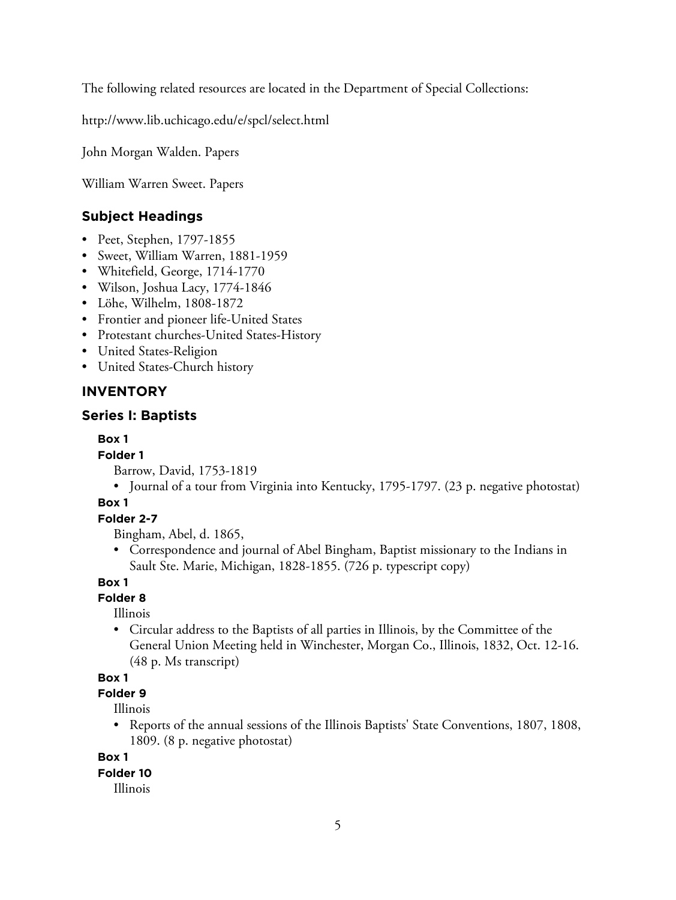The following related resources are located in the Department of Special Collections:

http://www.lib.uchicago.edu/e/spcl/select.html

John Morgan Walden. Papers

William Warren Sweet. Papers

## Subject Headings

- Peet, Stephen, 1797-1855
- Sweet, William Warren, 1881-1959
- Whitefield, George, 1714-1770
- Wilson, Joshua Lacy, 1774-1846
- Löhe, Wilhelm, 1808-1872
- Frontier and pioneer life-United States
- Protestant churches-United States-History
- United States-Religion
- United States-Church history

## INVENTORY

## Series I: Baptists

**Box 1**

**Folder 1**

Barrow, David, 1753-1819

- Journal of a tour from Virginia into Kentucky, 1795-1797. (23 p. negative photostat)

**Box 1**

**Folder 2-7**

Bingham, Abel, d. 1865,

- Correspondence and journal of Abel Bingham, Baptist missionary to the Indians in Sault Ste. Marie, Michigan, 1828-1855. (726 p. typescript copy)

**Box 1**

**Folder 8**

Illinois

- Circular address to the Baptists of all parties in Illinois, by the Committee of the General Union Meeting held in Winchester, Morgan Co., Illinois, 1832, Oct. 12-16. (48 p. Ms transcript)

**Box 1**

**Folder 9**

Illinois

- Reports of the annual sessions of the Illinois Baptists' State Conventions, 1807, 1808, 1809. (8 p. negative photostat)

**Box 1**

**Folder 10**

Illinois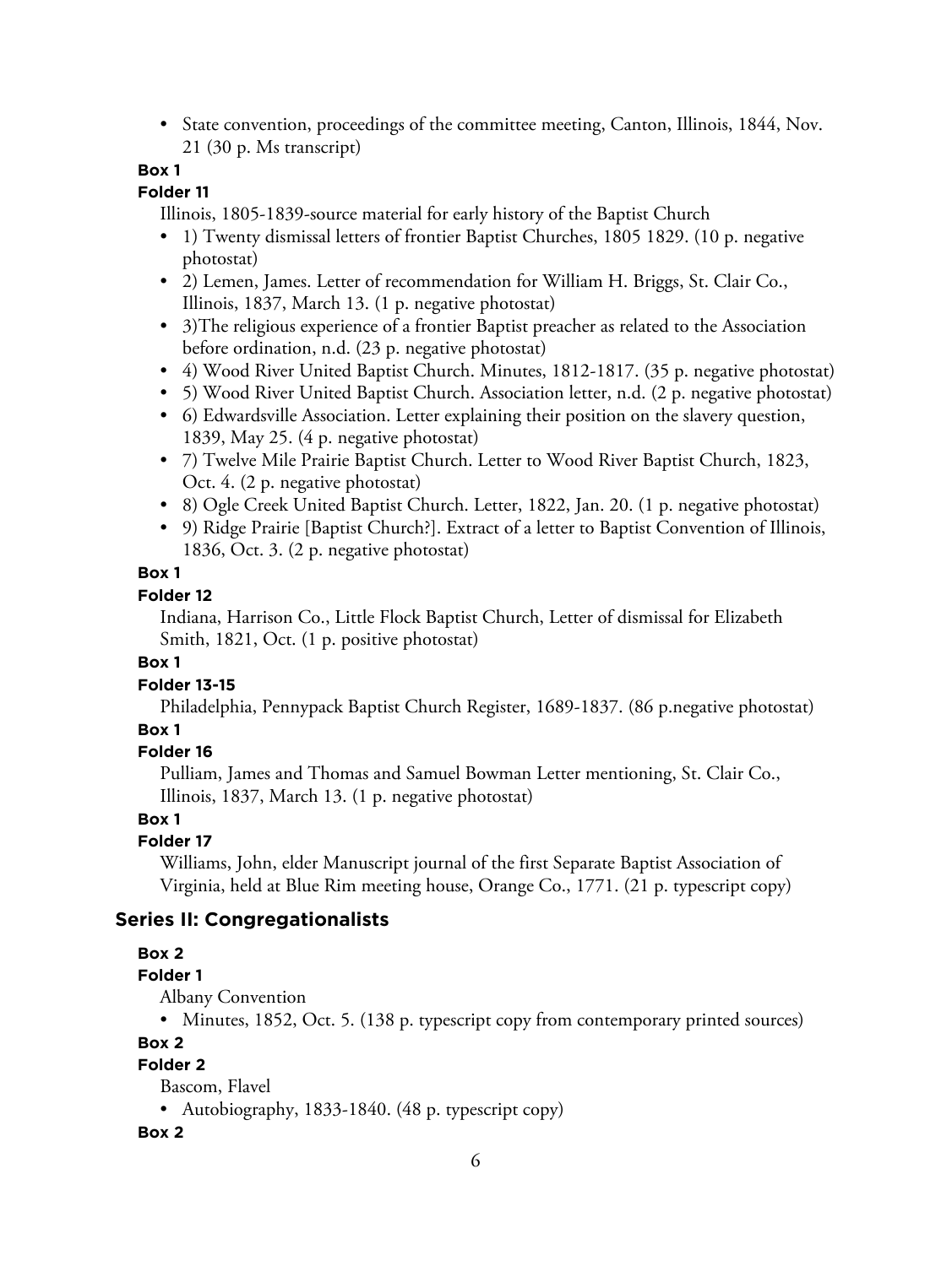- State convention, proceedings of the committee meeting, Canton, Illinois, 1844, Nov. 21 (30 p. Ms transcript)

**Box 1**

**Folder 11**

Illinois, 1805-1839-source material for early history of the Baptist Church

- 1) Twenty dismissal letters of frontier Baptist Churches, 1805 1829. (10 p. negative photostat)
- 2) Lemen, James. Letter of recommendation for William H. Briggs, St. Clair Co., Illinois, 1837, March 13. (1 p. negative photostat)
- 3)The religious experience of a frontier Baptist preacher as related to the Association before ordination, n.d. (23 p. negative photostat)
- 4) Wood River United Baptist Church. Minutes, 1812-1817. (35 p. negative photostat)
- 5) Wood River United Baptist Church. Association letter, n.d. (2 p. negative photostat)
- 6) Edwardsville Association. Letter explaining their position on the slavery question, 1839, May 25. (4 p. negative photostat)
- 7) Twelve Mile Prairie Baptist Church. Letter to Wood River Baptist Church, 1823, Oct. 4. (2 p. negative photostat)
- 8) Ogle Creek United Baptist Church. Letter, 1822, Jan. 20. (1 p. negative photostat)
- 9) Ridge Prairie [Baptist Church?]. Extract of a letter to Baptist Convention of Illinois, 1836, Oct. 3. (2 p. negative photostat)

**Box 1**

**Folder 12**

Indiana, Harrison Co., Little Flock Baptist Church, Letter of dismissal for Elizabeth Smith, 1821, Oct. (1 p. positive photostat)

**Box 1**

**Folder 13-15**

Philadelphia, Pennypack Baptist Church Register, 1689-1837. (86 p.negative photostat)

**Box 1**

**Folder 16**

Pulliam, James and Thomas and Samuel Bowman Letter mentioning, St. Clair Co., Illinois, 1837, March 13. (1 p. negative photostat)

**Box 1**

**Folder 17**

Williams, John, elder Manuscript journal of the first Separate Baptist Association of Virginia, held at Blue Rim meeting house, Orange Co., 1771. (21 p. typescript copy)

## Series II: Congregationalists

**Box 2**

**Folder 1**

Albany Convention

- Minutes, 1852, Oct. 5. (138 p. typescript copy from contemporary printed sources)

**Box 2**

**Folder 2**

Bascom, Flavel

- Autobiography, 1833-1840. (48 p. typescript copy)

**Box 2**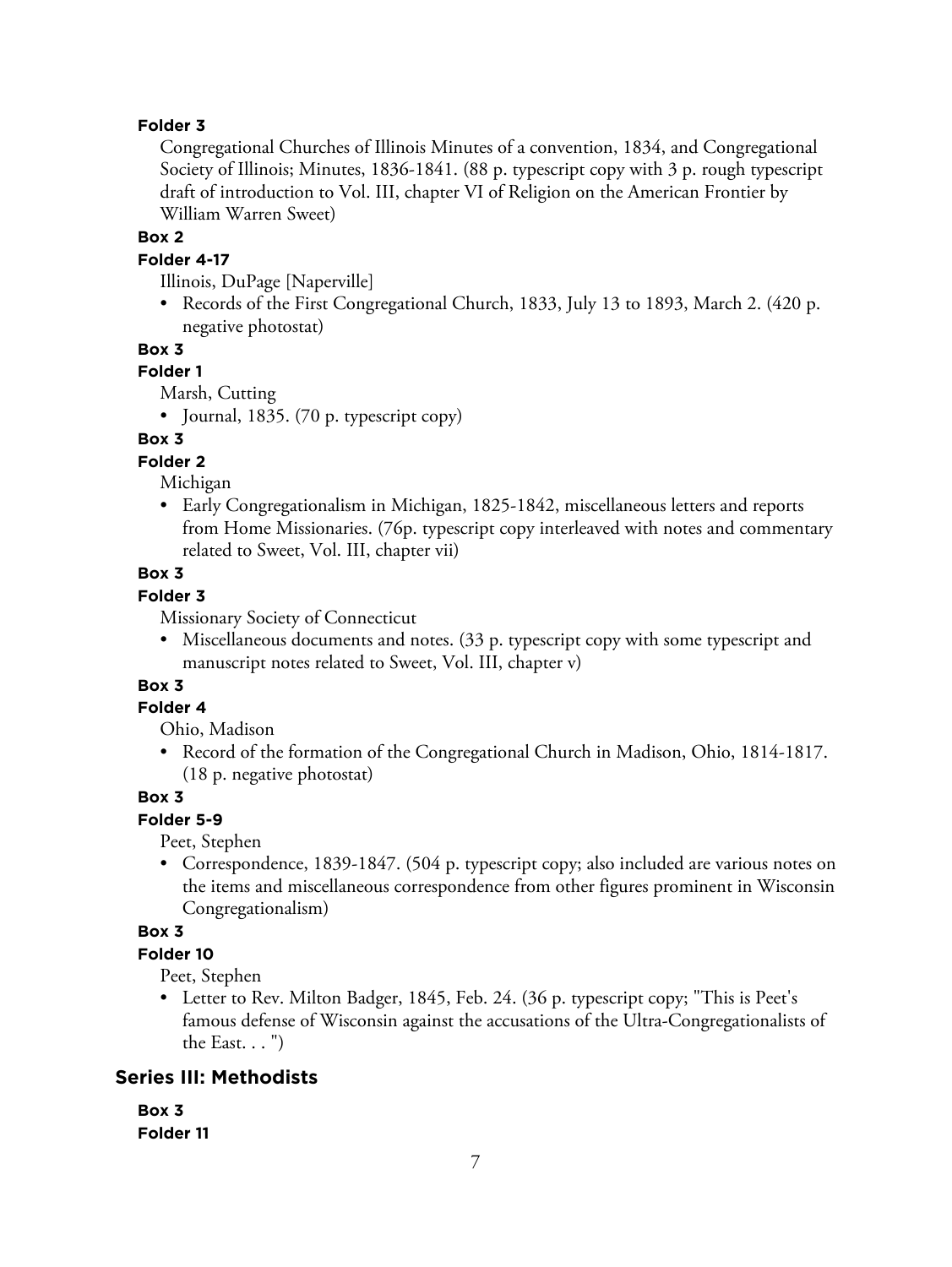**Folder 3**

Congregational Churches of Illinois Minutes of a convention, 1834, and Congregational Society of Illinois; Minutes, 1836-1841. (88 p. typescript copy with 3 p. rough typescript draft of introduction to Vol. III, chapter VI of Religion on the American Frontier by William Warren Sweet)

**Box 2**

**Folder 4-17**

Illinois, DuPage [Naperville]

- Records of the First Congregational Church, 1833, July 13 to 1893, March 2. (420 p. negative photostat)

**Box 3**

**Folder 1**

Marsh, Cutting

- Journal, 1835. (70 p. typescript copy)

**Box 3**

**Folder 2**

Michigan

- Early Congregationalism in Michigan, 1825-1842, miscellaneous letters and reports from Home Missionaries. (76p. typescript copy interleaved with notes and commentary related to Sweet, Vol. III, chapter vii)

**Box 3**

**Folder 3**

Missionary Society of Connecticut

- Miscellaneous documents and notes. (33 p. typescript copy with some typescript and manuscript notes related to Sweet, Vol. III, chapter v)

**Box 3**

**Folder 4**

Ohio, Madison

- Record of the formation of the Congregational Church in Madison, Ohio, 1814-1817. (18 p. negative photostat)

**Box 3**

**Folder 5-9**

Peet, Stephen

- Correspondence, 1839-1847. (504 p. typescript copy; also included are various notes on the items and miscellaneous correspondence from other figures prominent in Wisconsin Congregationalism)

**Box 3**

**Folder 10**

Peet, Stephen

- Letter to Rev. Milton Badger, 1845, Feb. 24. (36 p. typescript copy; "This is Peet's famous defense of Wisconsin against the accusations of the Ultra-Congregationalists of the East. . . ")

## Series III: Methodists

**Box 3**

**Folder 11**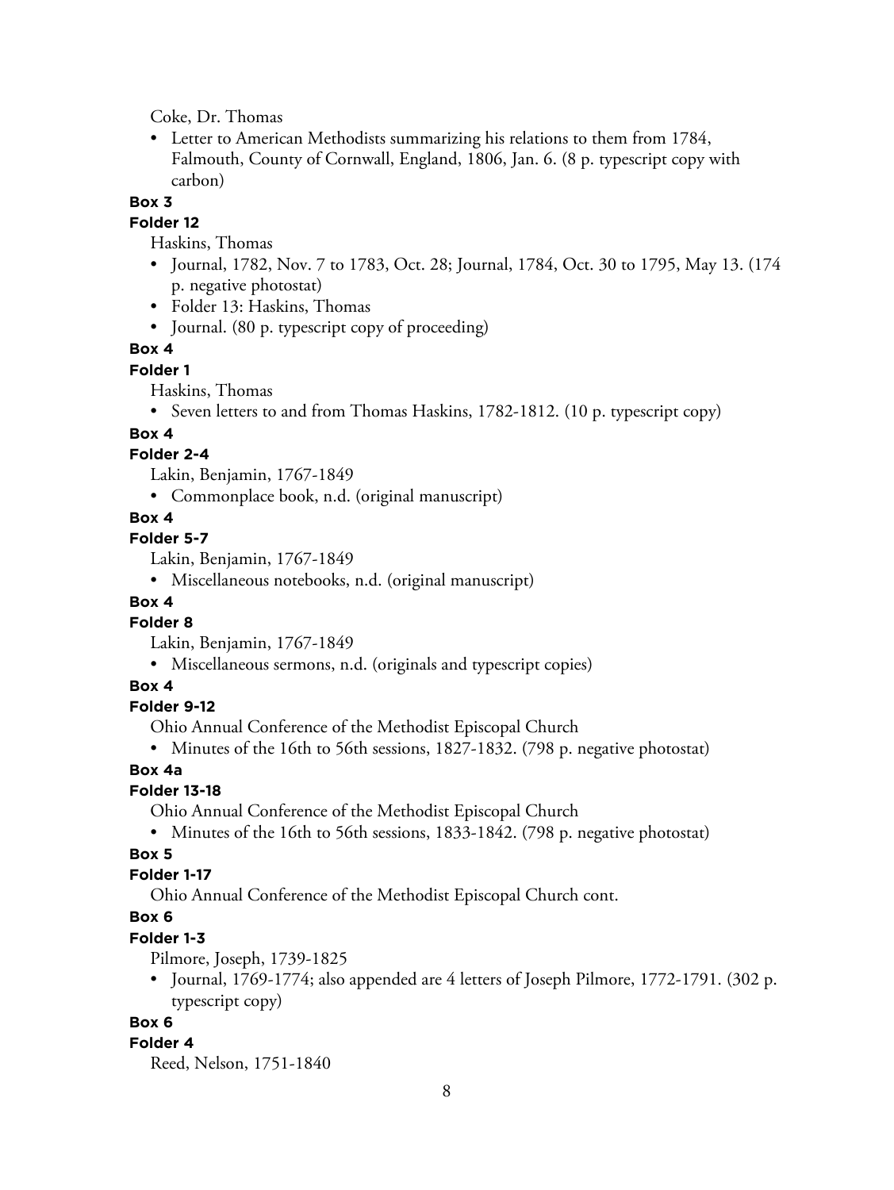Coke, Dr. Thomas

- Letter to American Methodists summarizing his relations to them from 1784, Falmouth, County of Cornwall, England, 1806, Jan. 6. (8 p. typescript copy with carbon)

**Box 3**

**Folder 12**

Haskins, Thomas

- Journal, 1782, Nov. 7 to 1783, Oct. 28; Journal, 1784, Oct. 30 to 1795, May 13. (174 p. negative photostat)
- Folder 13: Haskins, Thomas
- Journal. (80 p. typescript copy of proceeding)

**Box 4**

**Folder 1**

Haskins, Thomas

- Seven letters to and from Thomas Haskins, 1782-1812. (10 p. typescript copy)

**Box 4**

**Folder 2-4**

Lakin, Benjamin, 1767-1849

- Commonplace book, n.d. (original manuscript)

**Box 4**

**Folder 5-7**

Lakin, Benjamin, 1767-1849

- Miscellaneous notebooks, n.d. (original manuscript)

**Box 4**

**Folder 8**

Lakin, Benjamin, 1767-1849

- Miscellaneous sermons, n.d. (originals and typescript copies)

**Box 4**

**Folder 9-12**

Ohio Annual Conference of the Methodist Episcopal Church

- Minutes of the 16th to 56th sessions, 1827-1832. (798 p. negative photostat)

**Box 4a**

**Folder 13-18**

Ohio Annual Conference of the Methodist Episcopal Church

- Minutes of the 16th to 56th sessions, 1833-1842. (798 p. negative photostat)

**Box 5**

**Folder 1-17**

Ohio Annual Conference of the Methodist Episcopal Church cont.

**Box 6**

**Folder 1-3**

Pilmore, Joseph, 1739-1825

- Journal, 1769-1774; also appended are 4 letters of Joseph Pilmore, 1772-1791. (302 p. typescript copy)

**Box 6**

**Folder 4**

Reed, Nelson, 1751-1840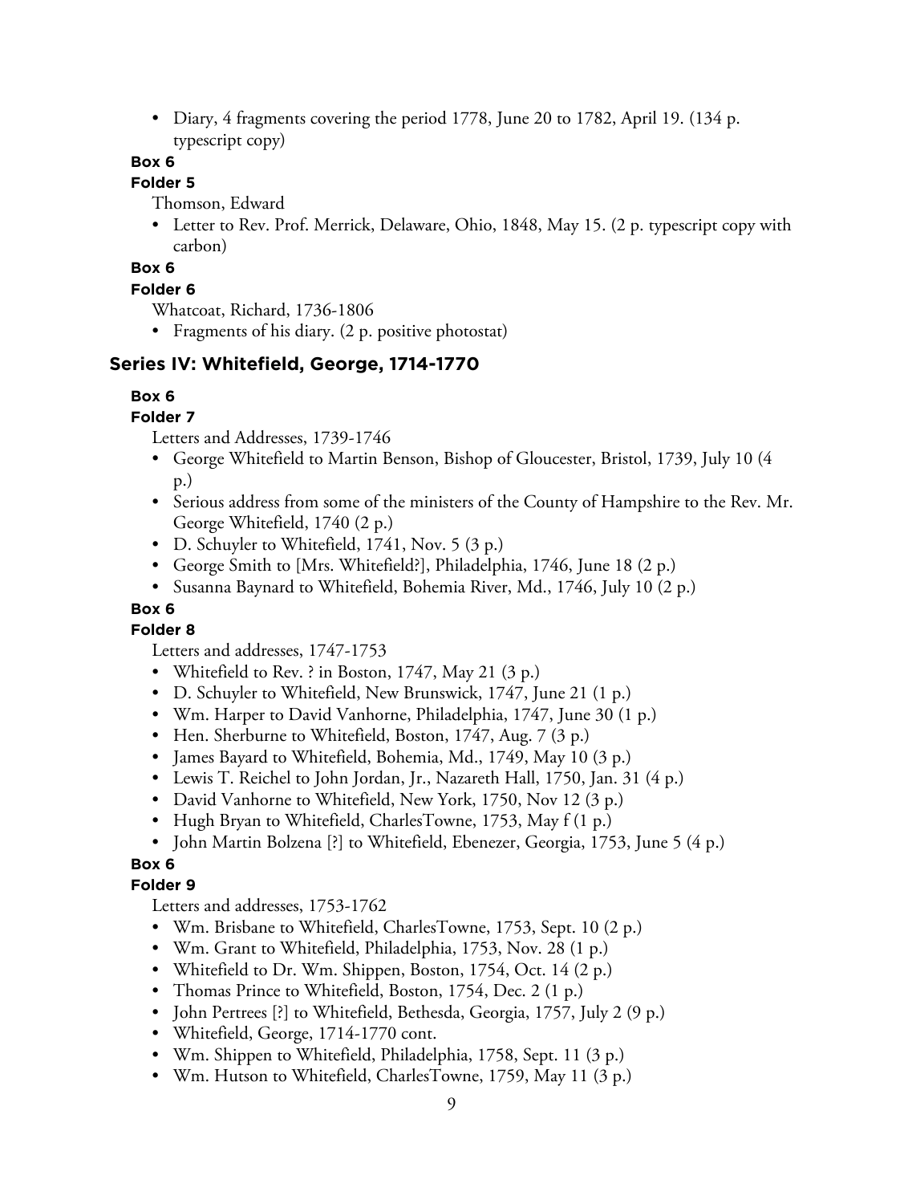- Diary, 4 fragments covering the period 1778, June 20 to 1782, April 19. (134 p. typescript copy)

**Box 6**

**Folder 5**

Thomson, Edward

- Letter to Rev. Prof. Merrick, Delaware, Ohio, 1848, May 15. (2 p. typescript copy with carbon)

**Box 6**

**Folder 6**

Whatcoat, Richard, 1736-1806

- Fragments of his diary. (2 p. positive photostat)

## Series IV: Whitefield, George, 1714-1770

**Box 6**

**Folder 7**

Letters and Addresses, 1739-1746

- George Whitefield to Martin Benson, Bishop of Gloucester, Bristol, 1739, July 10 (4 p.)
- Serious address from some of the ministers of the County of Hampshire to the Rev. Mr. George Whitefield, 1740 (2 p.)
- D. Schuyler to Whitefield, 1741, Nov. 5 (3 p.)
- George Smith to [Mrs. Whitefield?], Philadelphia, 1746, June 18 (2 p.)
- Susanna Baynard to Whitefield, Bohemia River, Md., 1746, July 10 (2 p.)

**Box 6**

**Folder 8**

Letters and addresses, 1747-1753

- Whitefield to Rev. ? in Boston, 1747, May 21 (3 p.)
- D. Schuyler to Whitefield, New Brunswick, 1747, June 21 (1 p.)
- Wm. Harper to David Vanhorne, Philadelphia, 1747, June 30 (1 p.)
- Hen. Sherburne to Whitefield, Boston, 1747, Aug. 7 (3 p.)
- James Bayard to Whitefield, Bohemia, Md., 1749, May 10 (3 p.)
- Lewis T. Reichel to John Jordan, Jr., Nazareth Hall, 1750, Jan. 31 (4 p.)
- David Vanhorne to Whitefield, New York, 1750, Nov 12 (3 p.)
- Hugh Bryan to Whitefield, CharlesTowne, 1753, May f (1 p.)
- John Martin Bolzena [?] to Whitefield, Ebenezer, Georgia, 1753, June 5 (4 p.)

**Box 6**

**Folder 9**

Letters and addresses, 1753-1762

- Wm. Brisbane to Whitefield, CharlesTowne, 1753, Sept. 10 (2 p.)
- Wm. Grant to Whitefield, Philadelphia, 1753, Nov. 28 (1 p.)
- Whitefield to Dr. Wm. Shippen, Boston, 1754, Oct. 14 (2 p.)
- Thomas Prince to Whitefield, Boston, 1754, Dec. 2 (1 p.)
- John Pertrees [?] to Whitefield, Bethesda, Georgia, 1757, July 2 (9 p.)
- Whitefield, George, 1714-1770 cont.
- Wm. Shippen to Whitefield, Philadelphia, 1758, Sept. 11 (3 p.)
- Wm. Hutson to Whitefield, CharlesTowne, 1759, May 11 (3 p.)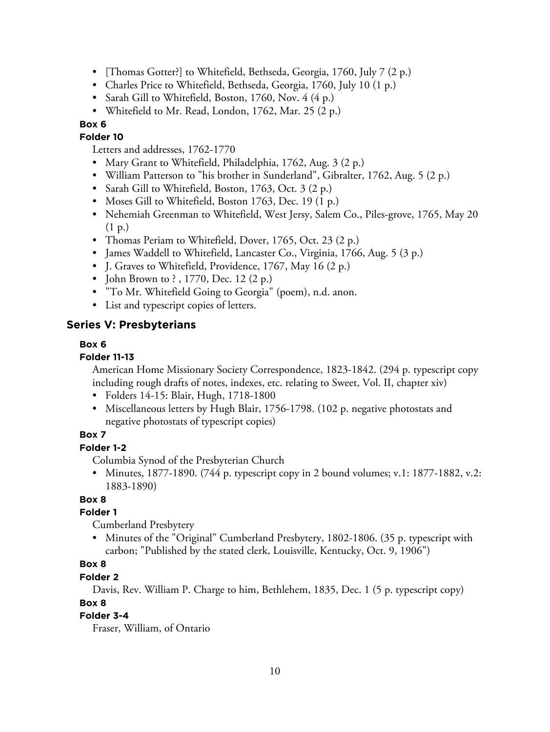- [Thomas Gotter?] to Whitefield, Bethseda, Georgia, 1760, July 7 (2 p.)
- Charles Price to Whitefield, Bethseda, Georgia, 1760, July 10 (1 p.)
- Sarah Gill to Whitefield, Boston, 1760, Nov. 4 (4 p.)
- Whitefield to Mr. Read, London, 1762, Mar. 25 (2 p.)

**Box 6**

**Folder 10**

Letters and addresses, 1762-1770

- Mary Grant to Whitefield, Philadelphia, 1762, Aug. 3 (2 p.)
- William Patterson to "his brother in Sunderland", Gibralter, 1762, Aug. 5 (2 p.)
- Sarah Gill to Whitefield, Boston, 1763, Oct. 3 (2 p.)
- Moses Gill to Whitefield, Boston 1763, Dec. 19 (1 p.)
- Nehemiah Greenman to Whitefield, West Jersy, Salem Co., Piles-grove, 1765, May 20 (1 p.)
- Thomas Periam to Whitefield, Dover, 1765, Oct. 23 (2 p.)
- James Waddell to Whitefield, Lancaster Co., Virginia, 1766, Aug. 5 (3 p.)
- J. Graves to Whitefield, Providence, 1767, May 16 (2 p.)
- John Brown to ? , 1770, Dec. 12 (2 p.)
- "To Mr. Whitefield Going to Georgia" (poem), n.d. anon.
- List and typescript copies of letters.

## Series V: Presbyterians

**Box 6**

**Folder 11-13**

American Home Missionary Society Correspondence, 1823-1842. (294 p. typescript copy including rough drafts of notes, indexes, etc. relating to Sweet, Vol. II, chapter xiv)

- Folders 14-15: Blair, Hugh, 1718-1800
- Miscellaneous letters by Hugh Blair, 1756-1798. (102 p. negative photostats and negative photostats of typescript copies)

**Box 7**

**Folder 1-2**

Columbia Synod of the Presbyterian Church

- Minutes, 1877-1890. (744 p. typescript copy in 2 bound volumes; v.1: 1877-1882, v.2: 1883-1890)

**Box 8**

**Folder 1**

Cumberland Presbytery

- Minutes of the "Original" Cumberland Presbytery, 1802-1806. (35 p. typescript with carbon; "Published by the stated clerk, Louisville, Kentucky, Oct. 9, 1906")

**Box 8**

**Folder 2**

Davis, Rev. William P. Charge to him, Bethlehem, 1835, Dec. 1 (5 p. typescript copy)

**Box 8**

**Folder 3-4**

Fraser, William, of Ontario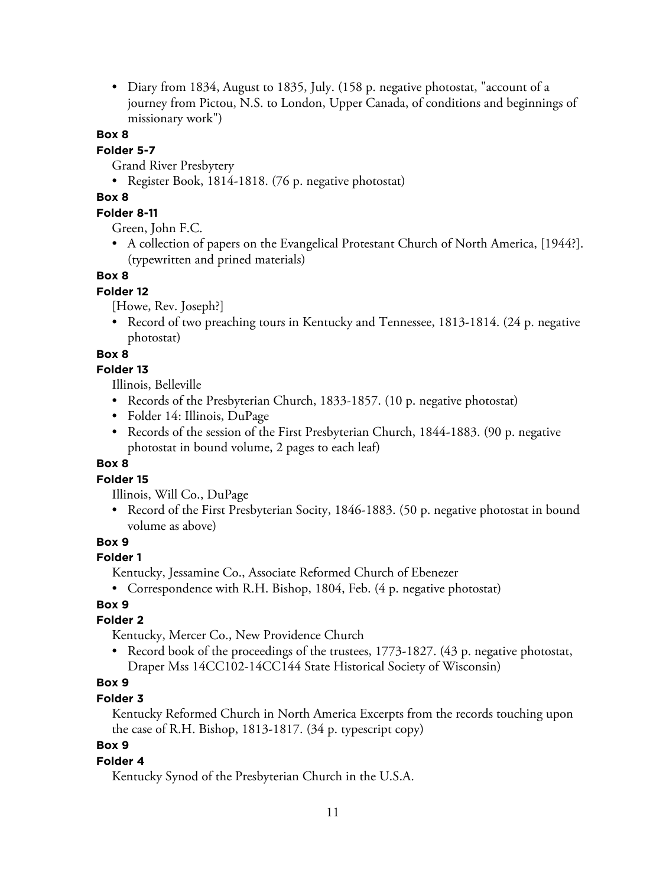- Diary from 1834, August to 1835, July. (158 p. negative photostat, "account of a journey from Pictou, N.S. to London, Upper Canada, of conditions and beginnings of missionary work")

**Box 8**

**Folder 5-7**

Grand River Presbytery

- Register Book, 1814-1818. (76 p. negative photostat)

**Box 8**

**Folder 8-11**

Green, John F.C.

- A collection of papers on the Evangelical Protestant Church of North America, [1944?]. (typewritten and prined materials)

**Box 8**

**Folder 12**

[Howe, Rev. Joseph?]

- Record of two preaching tours in Kentucky and Tennessee, 1813-1814. (24 p. negative photostat)

**Box 8**

**Folder 13**

Illinois, Belleville

- Records of the Presbyterian Church, 1833-1857. (10 p. negative photostat)
- Folder 14: Illinois, DuPage
- Records of the session of the First Presbyterian Church, 1844-1883. (90 p. negative photostat in bound volume, 2 pages to each leaf)

**Box 8**

**Folder 15**

Illinois, Will Co., DuPage

- Record of the First Presbyterian Socity, 1846-1883. (50 p. negative photostat in bound volume as above)

**Box 9**

**Folder 1**

Kentucky, Jessamine Co., Associate Reformed Church of Ebenezer

- Correspondence with R.H. Bishop, 1804, Feb. (4 p. negative photostat)

**Box 9**

**Folder 2**

Kentucky, Mercer Co., New Providence Church

- Record book of the proceedings of the trustees, 1773-1827. (43 p. negative photostat, Draper Mss 14CC102-14CC144 State Historical Society of Wisconsin)

**Box 9**

**Folder 3**

Kentucky Reformed Church in North America Excerpts from the records touching upon the case of R.H. Bishop, 1813-1817. (34 p. typescript copy)

**Box 9**

**Folder 4**

Kentucky Synod of the Presbyterian Church in the U.S.A.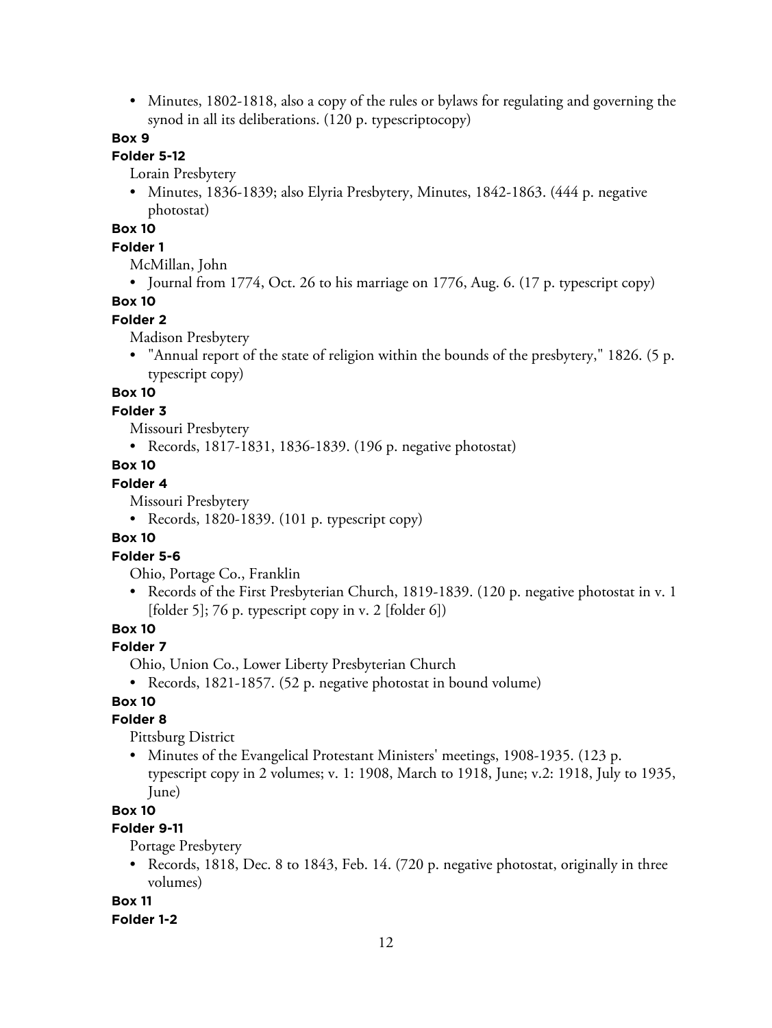- Minutes, 1802-1818, also a copy of the rules or bylaws for regulating and governing the synod in all its deliberations. (120 p. typescriptocopy)

**Box 9**

**Folder 5-12**

Lorain Presbytery

- Minutes, 1836-1839; also Elyria Presbytery, Minutes, 1842-1863. (444 p. negative photostat)

**Box 10**

**Folder 1**

McMillan, John

- Journal from 1774, Oct. 26 to his marriage on 1776, Aug. 6. (17 p. typescript copy)

**Box 10**

**Folder 2**

Madison Presbytery

- "Annual report of the state of religion within the bounds of the presbytery," 1826. (5 p. typescript copy)

**Box 10**

**Folder 3**

Missouri Presbytery

- Records, 1817-1831, 1836-1839. (196 p. negative photostat)

**Box 10**

**Folder 4**

Missouri Presbytery

- Records, 1820-1839. (101 p. typescript copy)

**Box 10**

**Folder 5-6**

Ohio, Portage Co., Franklin

- Records of the First Presbyterian Church, 1819-1839. (120 p. negative photostat in v. 1 [folder 5]; 76 p. typescript copy in v. 2 [folder 6])

**Box 10**

**Folder 7**

Ohio, Union Co., Lower Liberty Presbyterian Church

- Records, 1821-1857. (52 p. negative photostat in bound volume)

**Box 10**

**Folder 8**

Pittsburg District

- Minutes of the Evangelical Protestant Ministers' meetings, 1908-1935. (123 p. typescript copy in 2 volumes; v. 1: 1908, March to 1918, June; v.2: 1918, July to 1935, June)

**Box 10**

**Folder 9-11**

Portage Presbytery

- Records, 1818, Dec. 8 to 1843, Feb. 14. (720 p. negative photostat, originally in three volumes)

**Box 11**

**Folder 1-2**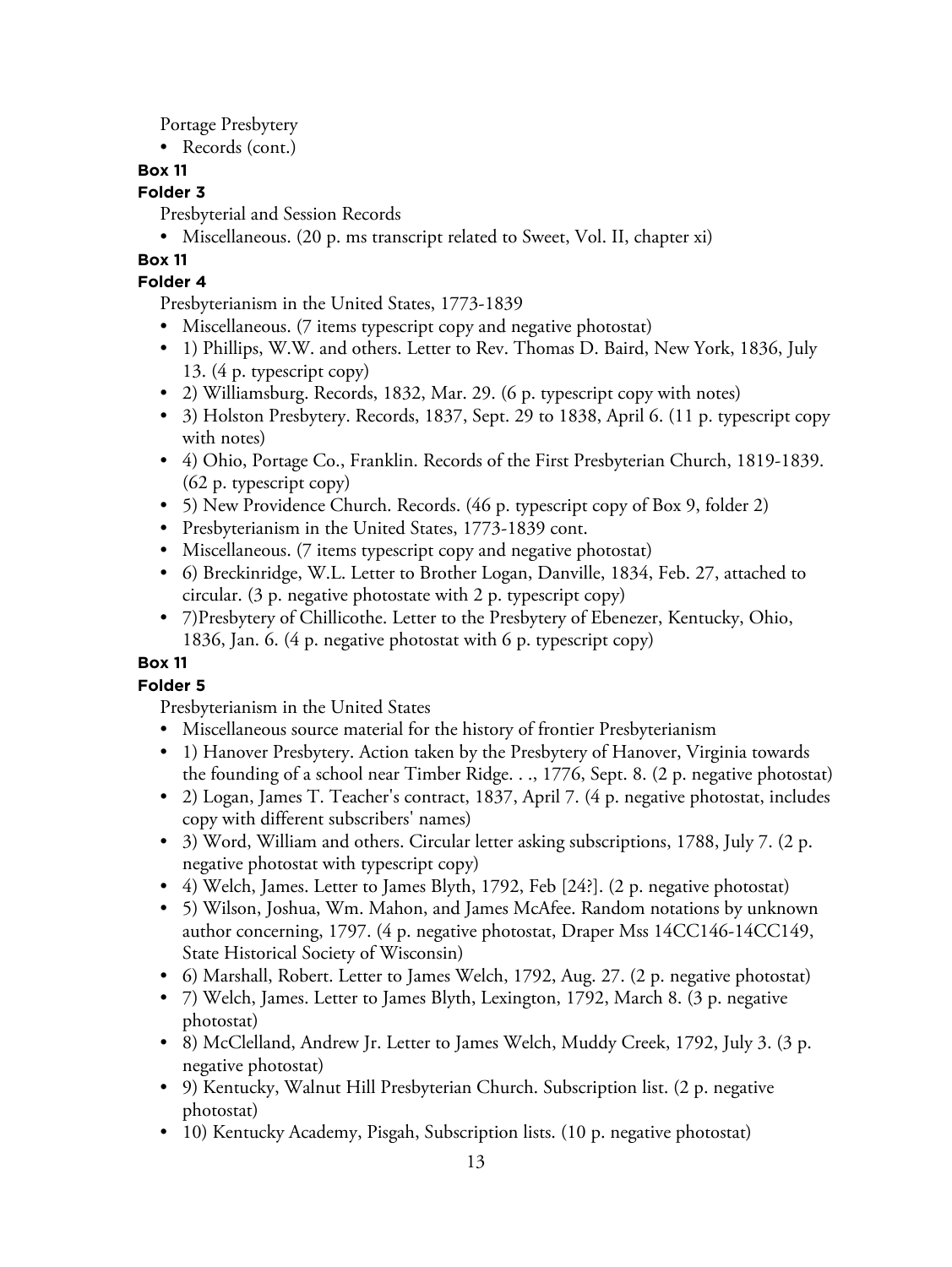Portage Presbytery

- Records (cont.)

**Box 11**

**Folder 3**

Presbyterial and Session Records

- Miscellaneous. (20 p. ms transcript related to Sweet, Vol. II, chapter xi)

**Box 11**

**Folder 4**

Presbyterianism in the United States, 1773-1839

- Miscellaneous. (7 items typescript copy and negative photostat)
- 1) Phillips, W.W. and others. Letter to Rev. Thomas D. Baird, New York, 1836, July 13. (4 p. typescript copy)
- 2) Williamsburg. Records, 1832, Mar. 29. (6 p. typescript copy with notes)
- 3) Holston Presbytery. Records, 1837, Sept. 29 to 1838, April 6. (11 p. typescript copy with notes)
- 4) Ohio, Portage Co., Franklin. Records of the First Presbyterian Church, 1819-1839. (62 p. typescript copy)
- 5) New Providence Church. Records. (46 p. typescript copy of Box 9, folder 2)
- Presbyterianism in the United States, 1773-1839 cont.
- Miscellaneous. (7 items typescript copy and negative photostat)
- 6) Breckinridge, W.L. Letter to Brother Logan, Danville, 1834, Feb. 27, attached to circular. (3 p. negative photostate with 2 p. typescript copy)
- 7)Presbytery of Chillicothe. Letter to the Presbytery of Ebenezer, Kentucky, Ohio, 1836, Jan. 6. (4 p. negative photostat with 6 p. typescript copy)

**Box 11**

**Folder 5**

Presbyterianism in the United States

- Miscellaneous source material for the history of frontier Presbyterianism
- 1) Hanover Presbytery. Action taken by the Presbytery of Hanover, Virginia towards the founding of a school near Timber Ridge. . ., 1776, Sept. 8. (2 p. negative photostat)
- 2) Logan, James T. Teacher's contract, 1837, April 7. (4 p. negative photostat, includes copy with different subscribers' names)
- 3) Word, William and others. Circular letter asking subscriptions, 1788, July 7. (2 p. negative photostat with typescript copy)
- 4) Welch, James. Letter to James Blyth, 1792, Feb [24?]. (2 p. negative photostat)
- 5) Wilson, Joshua, Wm. Mahon, and James McAfee. Random notations by unknown author concerning, 1797. (4 p. negative photostat, Draper Mss 14CC146-14CC149, State Historical Society of Wisconsin)
- 6) Marshall, Robert. Letter to James Welch, 1792, Aug. 27. (2 p. negative photostat)
- 7) Welch, James. Letter to James Blyth, Lexington, 1792, March 8. (3 p. negative photostat)
- 8) McClelland, Andrew Jr. Letter to James Welch, Muddy Creek, 1792, July 3. (3 p. negative photostat)
- 9) Kentucky, Walnut Hill Presbyterian Church. Subscription list. (2 p. negative photostat)
- 10) Kentucky Academy, Pisgah, Subscription lists. (10 p. negative photostat)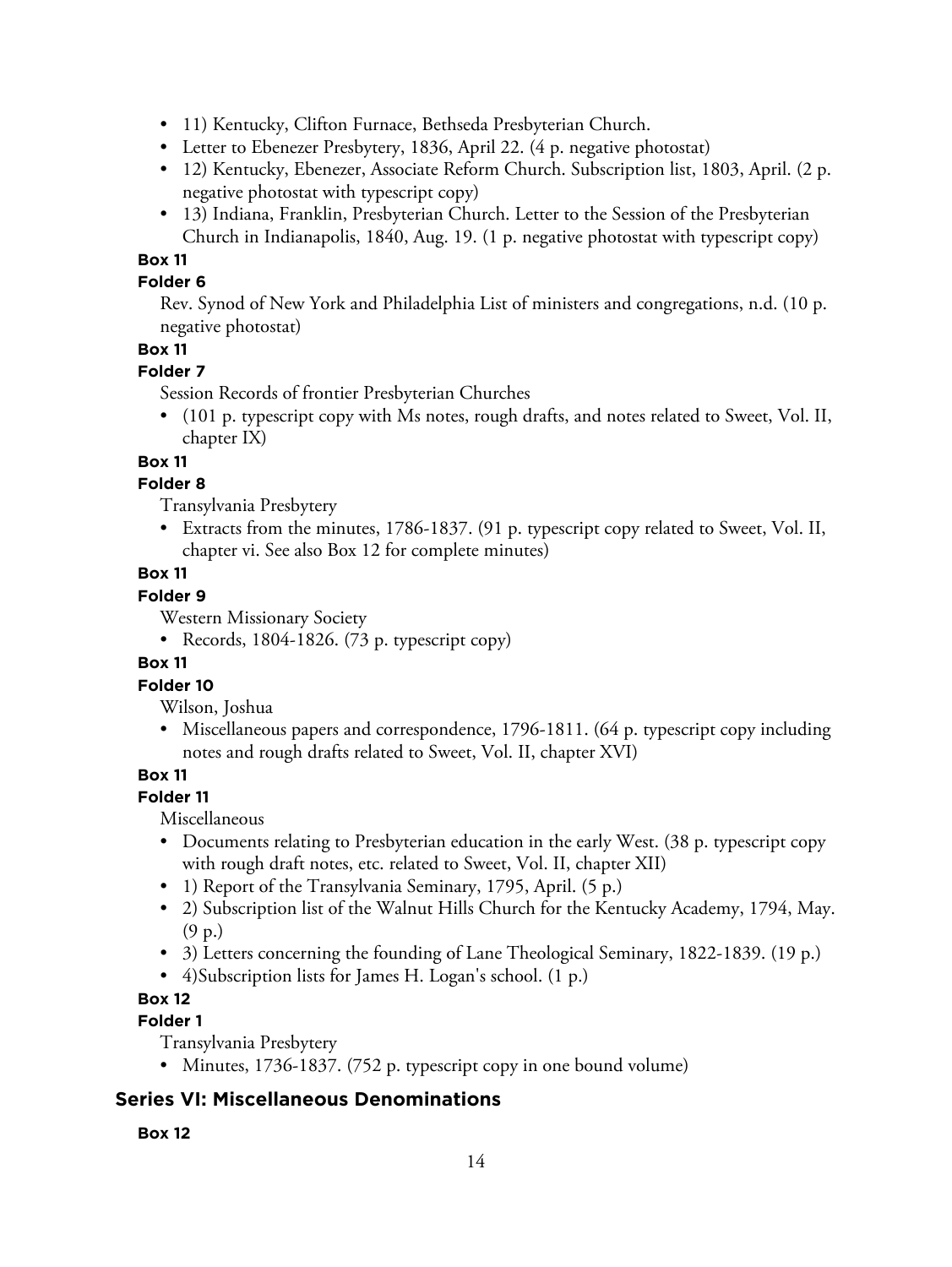- 11) Kentucky, Clifton Furnace, Bethseda Presbyterian Church.
- Letter to Ebenezer Presbytery, 1836, April 22. (4 p. negative photostat)
- 12) Kentucky, Ebenezer, Associate Reform Church. Subscription list, 1803, April. (2 p. negative photostat with typescript copy)
- 13) Indiana, Franklin, Presbyterian Church. Letter to the Session of the Presbyterian Church in Indianapolis, 1840, Aug. 19. (1 p. negative photostat with typescript copy)

**Box 11**

**Folder 6**

Rev. Synod of New York and Philadelphia List of ministers and congregations, n.d. (10 p. negative photostat)

**Box 11**

**Folder 7**

Session Records of frontier Presbyterian Churches

- (101 p. typescript copy with Ms notes, rough drafts, and notes related to Sweet, Vol. II, chapter IX)

**Box 11**

**Folder 8**

Transylvania Presbytery

- Extracts from the minutes, 1786-1837. (91 p. typescript copy related to Sweet, Vol. II, chapter vi. See also Box 12 for complete minutes)

**Box 11**

**Folder 9**

Western Missionary Society

- Records, 1804-1826. (73 p. typescript copy)

**Box 11**

**Folder 10**

Wilson, Joshua

- Miscellaneous papers and correspondence, 1796-1811. (64 p. typescript copy including notes and rough drafts related to Sweet, Vol. II, chapter XVI)

**Box 11**

**Folder 11**

Miscellaneous

- Documents relating to Presbyterian education in the early West. (38 p. typescript copy with rough draft notes, etc. related to Sweet, Vol. II, chapter XII)
- 1) Report of the Transylvania Seminary, 1795, April. (5 p.)
- 2) Subscription list of the Walnut Hills Church for the Kentucky Academy, 1794, May. (9 p.)
- 3) Letters concerning the founding of Lane Theological Seminary, 1822-1839. (19 p.)
- 4)Subscription lists for James H. Logan's school. (1 p.)

**Box 12**

**Folder 1**

Transylvania Presbytery

- Minutes, 1736-1837. (752 p. typescript copy in one bound volume)

## Series VI: Miscellaneous Denominations

**Box 12**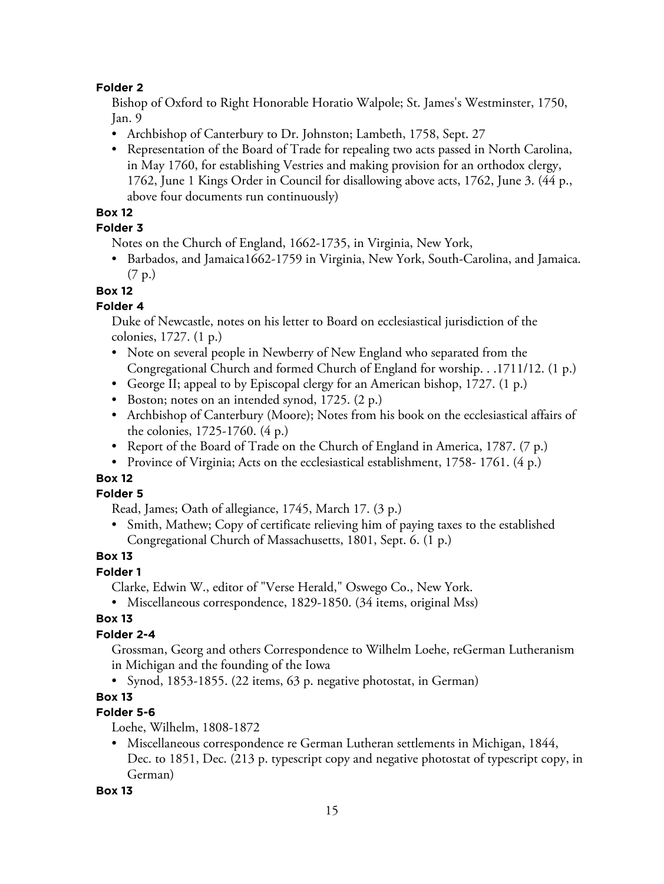**Folder 2**

Bishop of Oxford to Right Honorable Horatio Walpole; St. James's Westminster, 1750, Jan. 9

- Archbishop of Canterbury to Dr. Johnston; Lambeth, 1758, Sept. 27
- Representation of the Board of Trade for repealing two acts passed in North Carolina, in May 1760, for establishing Vestries and making provision for an orthodox clergy, 1762, June 1 Kings Order in Council for disallowing above acts, 1762, June 3. (44 p., above four documents run continuously)

**Box 12**

**Folder 3**

Notes on the Church of England, 1662-1735, in Virginia, New York,

- Barbados, and Jamaica1662-1759 in Virginia, New York, South-Carolina, and Jamaica. (7 p.)

**Box 12**

**Folder 4**

Duke of Newcastle, notes on his letter to Board on ecclesiastical jurisdiction of the colonies, 1727. (1 p.)

- Note on several people in Newberry of New England who separated from the Congregational Church and formed Church of England for worship. . .1711/12. (1 p.)
- George II; appeal to by Episcopal clergy for an American bishop, 1727. (1 p.)
- Boston; notes on an intended synod, 1725. (2 p.)
- Archbishop of Canterbury (Moore); Notes from his book on the ecclesiastical affairs of the colonies, 1725-1760. (4 p.)
- Report of the Board of Trade on the Church of England in America, 1787. (7 p.)
- Province of Virginia; Acts on the ecclesiastical establishment, 1758- 1761. (4 p.)

**Box 12**

**Folder 5**

Read, James; Oath of allegiance, 1745, March 17. (3 p.)

- Smith, Mathew; Copy of certificate relieving him of paying taxes to the established Congregational Church of Massachusetts, 1801, Sept. 6. (1 p.)

**Box 13**

**Folder 1**

Clarke, Edwin W., editor of "Verse Herald," Oswego Co., New York.

- Miscellaneous correspondence, 1829-1850. (34 items, original Mss)

**Box 13**

**Folder 2-4**

Grossman, Georg and others Correspondence to Wilhelm Loehe, reGerman Lutheranism in Michigan and the founding of the Iowa

- Synod, 1853-1855. (22 items, 63 p. negative photostat, in German)

**Box 13**

**Folder 5-6**

Loehe, Wilhelm, 1808-1872

- Miscellaneous correspondence re German Lutheran settlements in Michigan, 1844, Dec. to 1851, Dec. (213 p. typescript copy and negative photostat of typescript copy, in German)

**Box 13**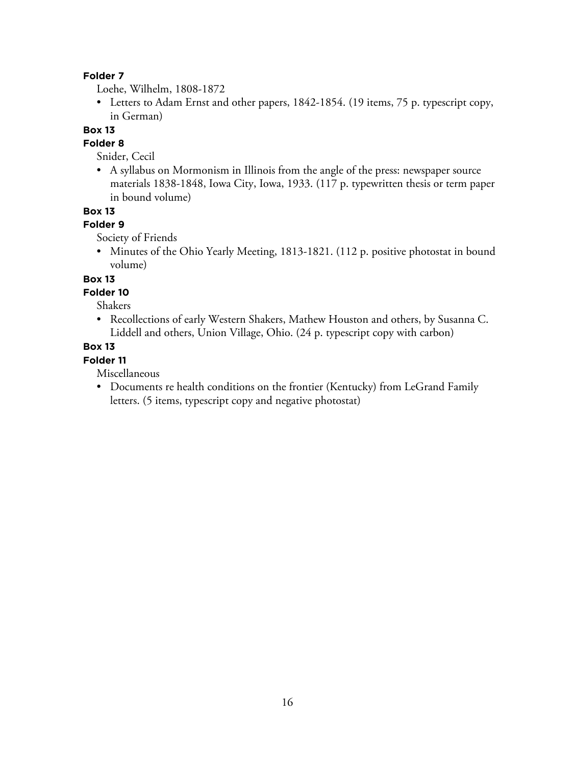**Folder 7**

Loehe, Wilhelm, 1808-1872

- Letters to Adam Ernst and other papers, 1842-1854. (19 items, 75 p. typescript copy, in German)

**Box 13**

**Folder 8**

Snider, Cecil

- A syllabus on Mormonism in Illinois from the angle of the press: newspaper source materials 1838-1848, Iowa City, Iowa, 1933. (117 p. typewritten thesis or term paper in bound volume)

**Box 13**

**Folder 9**

Society of Friends

- Minutes of the Ohio Yearly Meeting, 1813-1821. (112 p. positive photostat in bound volume)

**Box 13**

**Folder 10**

Shakers

- Recollections of early Western Shakers, Mathew Houston and others, by Susanna C. Liddell and others, Union Village, Ohio. (24 p. typescript copy with carbon)

**Box 13**

**Folder 11**

Miscellaneous

- Documents re health conditions on the frontier (Kentucky) from LeGrand Family letters. (5 items, typescript copy and negative photostat)